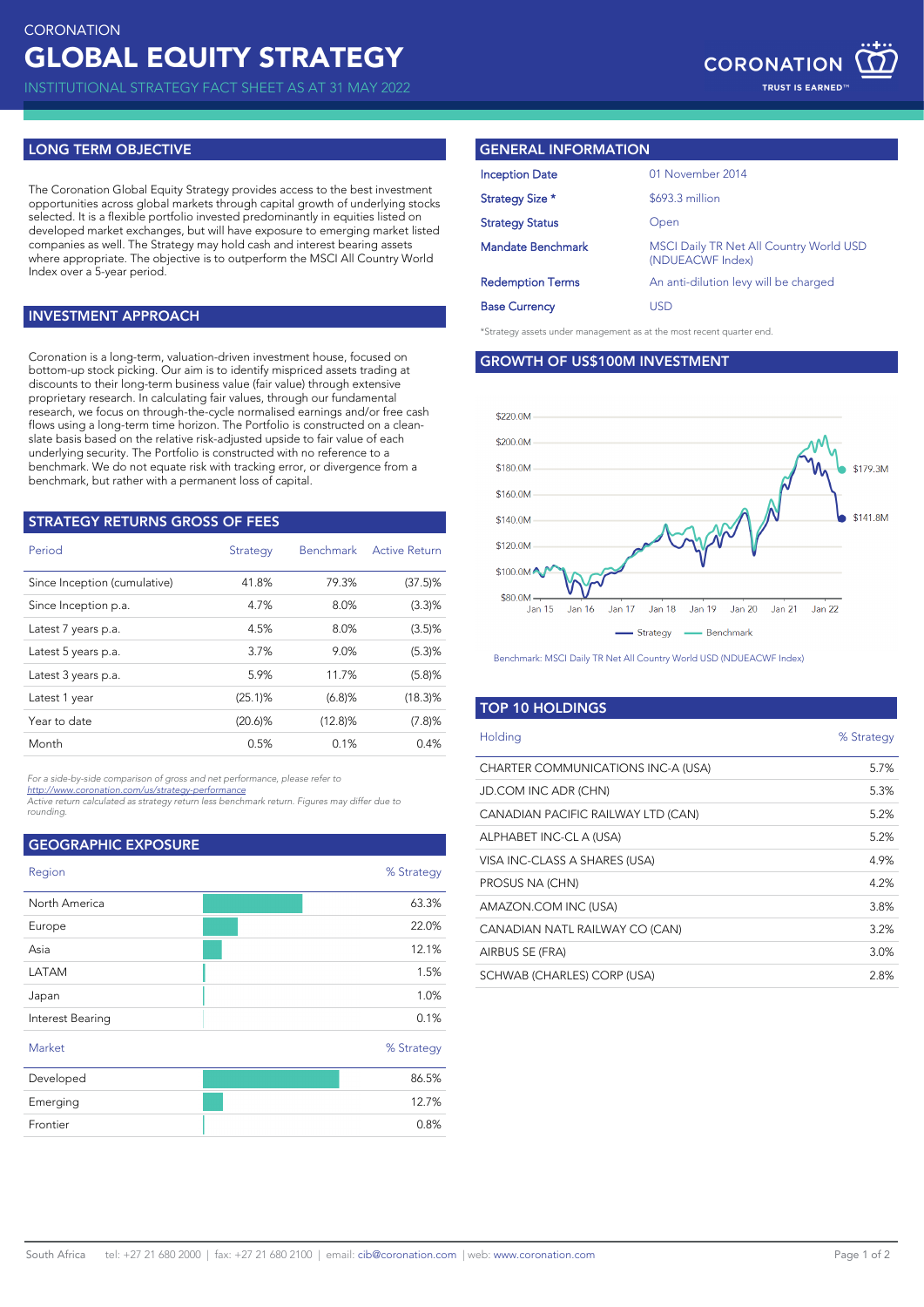CORONATION

# GLOBAL EQUITY STRATEGY

INSTITUTIONAL STRATEGY FACT SHEET AS AT 31 MAY 2022

## LONG TERM OBJECTIVE

The Coronation Global Equity Strategy provides access to the best investment opportunities across global markets through capital growth of underlying stocks selected. It is a flexible portfolio invested predominantly in equities listed on developed market exchanges, but will have exposure to emerging market listed companies as well. The Strategy may hold cash and interest bearing assets where appropriate. The objective is to outperform the MSCI All Country World Index over a 5-year period.

## INVESTMENT APPROACH

Coronation is a long-term, valuation-driven investment house, focused on bottom-up stock picking. Our aim is to identify mispriced assets trading at discounts to their long-term business value (fair value) through extensive proprietary research. In calculating fair values, through our fundamental research, we focus on through-the-cycle normalised earnings and/or free cash flows using a long-term time horizon. The Portfolio is constructed on a clean-slate basis based on the relative risk-adjusted upside to fair value of each underlying security. The Portfolio is constructed with no reference to a benchmark. We do not equate risk with tracking error, or divergence from a benchmark, but rather with a permanent loss of capital.

## STRATEGY RETURNS GROSS OF FEES

| Period | Strategy | Benchmark | Active Return |
|---|---|---|---|
| Since Inception (cumulative) | 41.8% | 79.3% | (37.5)% |
| Since Inception p.a. | 4.7% | 8.0% | (3.3)% |
| Latest 7 years p.a. | 4.5% | 8.0% | (3.5)% |
| Latest 5 years p.a. | 3.7% | 9.0% | (5.3)% |
| Latest 3 years p.a. | 5.9% | 11.7% | (5.8)% |
| Latest 1 year | (25.1)% | (6.8)% | (18.3)% |
| Year to date | (20.6)% | (12.8)% | (7.8)% |
| Month | 0.5% | 0.1% | 0.4% |

*For a side-by-side comparison of gross and net performance, please refer to http://www.coronation.com/us/strategy-performance*
*Active return calculated as strategy return less benchmark return. Figures may differ due to rounding.*

## GEOGRAPHIC EXPOSURE

| Region | % Strategy |
|---|---|
| North America | 63.3% |
| Europe | 22.0% |
| Asia | 12.1% |
| LATAM | 1.5% |
| Japan | 1.0% |
| Interest Bearing | 0.1% |

| Market | % Strategy |
|---|---|
| Developed | 86.5% |
| Emerging | 12.7% |
| Frontier | 0.8% |

## GENERAL INFORMATION

| | |
|---|---|
| Inception Date | 01 November 2014 |
| Strategy Size * | $693.3 million |
| Strategy Status | Open |
| Mandate Benchmark | MSCI Daily TR Net All Country World USD (NDUEACWF Index) |
| Redemption Terms | An anti-dilution levy will be charged |
| Base Currency | USD |

*Strategy assets under management as at the most recent quarter end.

## GROWTH OF US$100M INVESTMENT

Strategy: $141.8M; Benchmark: $179.3M

Benchmark: MSCI Daily TR Net All Country World USD (NDUEACWF Index)

## TOP 10 HOLDINGS

| Holding | % Strategy |
|---|---|
| CHARTER COMMUNICATIONS INC-A (USA) | 5.7% |
| JD.COM INC ADR (CHN) | 5.3% |
| CANADIAN PACIFIC RAILWAY LTD (CAN) | 5.2% |
| ALPHABET INC-CL A (USA) | 5.2% |
| VISA INC-CLASS A SHARES (USA) | 4.9% |
| PROSUS NA (CHN) | 4.2% |
| AMAZON.COM INC (USA) | 3.8% |
| CANADIAN NATL RAILWAY CO (CAN) | 3.2% |
| AIRBUS SE (FRA) | 3.0% |
| SCHWAB (CHARLES) CORP (USA) | 2.8% |

South Africa tel: +27 21 680 2000 | fax: +27 21 680 2100 | email: cib@coronation.com | web: www.coronation.com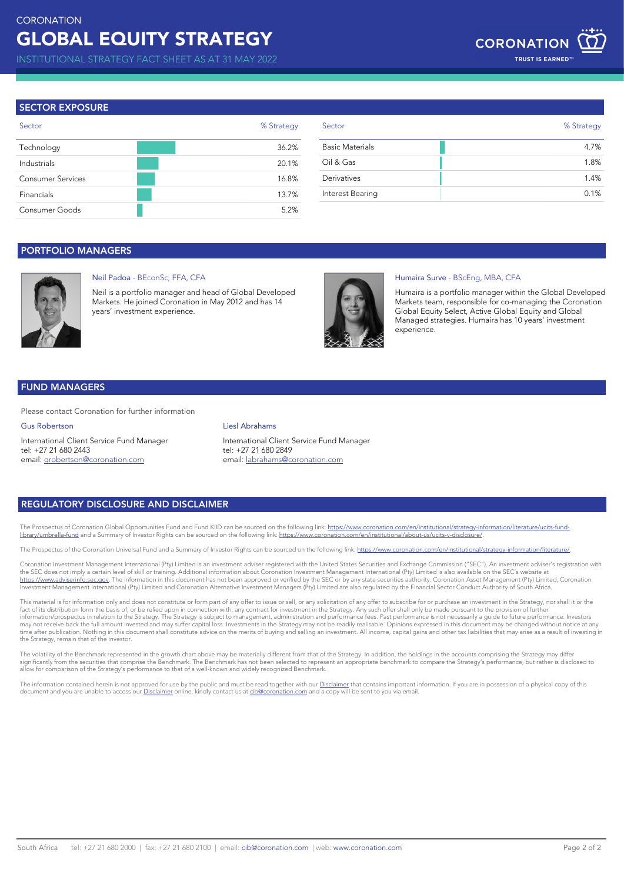# CORONATION

# GLOBAL EQUITY STRATEGY

INSTITUTIONAL STRATEGY FACT SHEET AS AT 31 MAY 2022

## SECTOR EXPOSURE

| Sector | % Strategy |
|---|---|
| Technology | 36.2% |
| Industrials | 20.1% |
| Consumer Services | 16.8% |
| Financials | 13.7% |
| Consumer Goods | 5.2% |
| Basic Materials | 4.7% |
| Oil & Gas | 1.8% |
| Derivatives | 1.4% |
| Interest Bearing | 0.1% |

## PORTFOLIO MANAGERS

**Neil Padoa** - BEconSc, FFA, CFA

Neil is a portfolio manager and head of Global Developed Markets. He joined Coronation in May 2012 and has 14 years' investment experience.

**Humaira Surve** - BScEng, MBA, CFA

Humaira is a portfolio manager within the Global Developed Markets team, responsible for co-managing the Coronation Global Equity Select, Active Global Equity and Global Managed strategies. Humaira has 10 years' investment experience.

## FUND MANAGERS

Please contact Coronation for further information

**Gus Robertson**

International Client Service Fund Manager
tel: +27 21 680 2443
email: grobertson@coronation.com

**Liesl Abrahams**

International Client Service Fund Manager
tel: +27 21 680 2849
email: labrahams@coronation.com

## REGULATORY DISCLOSURE AND DISCLAIMER

The Prospectus of Coronation Global Opportunities Fund and Fund KIID can be sourced on the following link: https://www.coronation.com/en/institutional/strategy-information/literature/ucits-fund-library/umbrella-fund and a Summary of Investor Rights can be sourced on the following link: https://www.coronation.com/en/institutional/about-us/ucits-v-disclosure/.

The Prospectus of the Coronation Universal Fund and a Summary of Investor Rights can be sourced on the following link: https://www.coronation.com/en/institutional/strategy-information/literature/.

Coronation Investment Management International (Pty) Limited is an investment adviser registered with the United States Securities and Exchange Commission ("SEC"). An investment adviser's registration with the SEC does not imply a certain level of skill or training. Additional information about Coronation Investment Management International (Pty) Limited is also available on the SEC's website at https://www.adviserinfo.sec.gov. The information in this document has not been approved or verified by the SEC or by any state securities authority. Coronation Asset Management (Pty) Limited, Coronation Investment Management International (Pty) Limited and Coronation Alternative Investment Managers (Pty) Limited are also regulated by the Financial Sector Conduct Authority of South Africa.

This material is for information only and does not constitute or form part of any offer to issue or sell, or any solicitation of any offer to subscribe for or purchase an investment in the Strategy, nor shall it or the fact of its distribution form the basis of, or be relied upon in connection with, any contract for investment in the Strategy. Any such offer shall only be made pursuant to the provision of further information/prospectus in relation to the Strategy. The Strategy is subject to management, administration and performance fees. Past performance is not necessarily a guide to future performance. Investors may not receive back the full amount invested and may suffer capital loss. Investments in the Strategy may not be readily realisable. Opinions expressed in this document may be changed without notice at any time after publication. Nothing in this document shall constitute advice on the merits of buying and selling an investment. All income, capital gains and other tax liabilities that may arise as a result of investing in the Strategy, remain that of the investor.

The volatility of the Benchmark represented in the growth chart above may be materially different from that of the Strategy. In addition, the holdings in the accounts comprising the Strategy may differ significantly from the securities that comprise the Benchmark. The Benchmark has not been selected to represent an appropriate benchmark to compare the Strategy's performance, but rather is disclosed to allow for comparison of the Strategy's performance to that of a well-known and widely recognized Benchmark.

The information contained herein is not approved for use by the public and must be read together with our Disclaimer that contains important information. If you are in possession of a physical copy of this document and you are unable to access our Disclaimer online, kindly contact us at cib@coronation.com and a copy will be sent to you via email.

South Africa tel: +27 21 680 2000 | fax: +27 21 680 2100 | email: cib@coronation.com | web: www.coronation.com